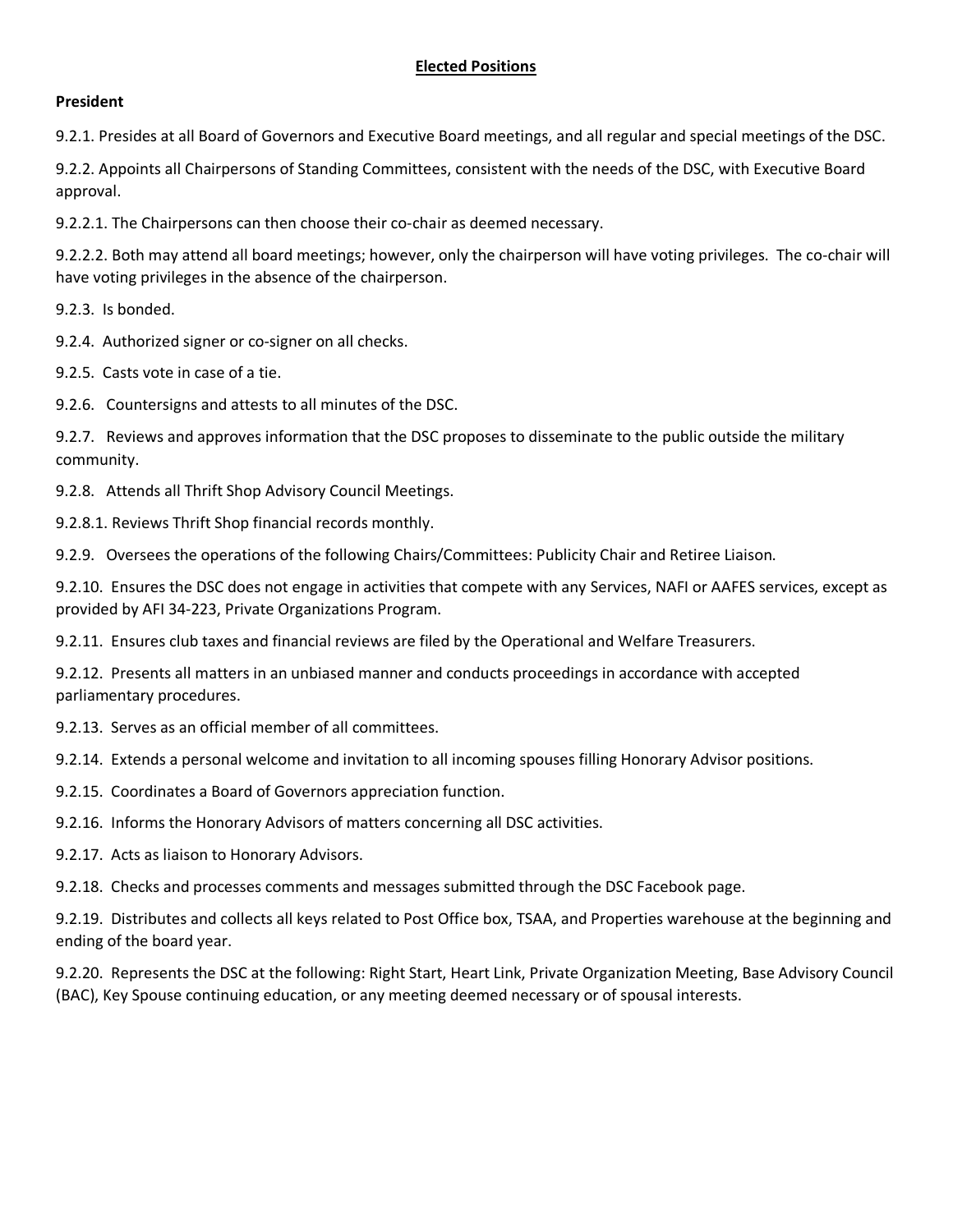## Elected Positions

### President

9.2.1. Presides at all Board of Governors and Executive Board meetings, and all regular and special meetings of the DSC.

9.2.2. Appoints all Chairpersons of Standing Committees, consistent with the needs of the DSC, with Executive Board approval.

9.2.2.1. The Chairpersons can then choose their co-chair as deemed necessary.

9.2.2.2. Both may attend all board meetings; however, only the chairperson will have voting privileges. The co-chair will have voting privileges in the absence of the chairperson.

9.2.3. Is bonded.

9.2.4. Authorized signer or co-signer on all checks.

9.2.5. Casts vote in case of a tie.

9.2.6. Countersigns and attests to all minutes of the DSC.

9.2.7. Reviews and approves information that the DSC proposes to disseminate to the public outside the military community.

9.2.8. Attends all Thrift Shop Advisory Council Meetings.

9.2.8.1. Reviews Thrift Shop financial records monthly.

9.2.9. Oversees the operations of the following Chairs/Committees: Publicity Chair and Retiree Liaison.

9.2.10. Ensures the DSC does not engage in activities that compete with any Services, NAFI or AAFES services, except as provided by AFI 34-223, Private Organizations Program.

9.2.11. Ensures club taxes and financial reviews are filed by the Operational and Welfare Treasurers.

9.2.12. Presents all matters in an unbiased manner and conducts proceedings in accordance with accepted parliamentary procedures.

9.2.13. Serves as an official member of all committees.

9.2.14. Extends a personal welcome and invitation to all incoming spouses filling Honorary Advisor positions.

9.2.15. Coordinates a Board of Governors appreciation function.

9.2.16. Informs the Honorary Advisors of matters concerning all DSC activities.

9.2.17. Acts as liaison to Honorary Advisors.

9.2.18. Checks and processes comments and messages submitted through the DSC Facebook page.

9.2.19. Distributes and collects all keys related to Post Office box, TSAA, and Properties warehouse at the beginning and ending of the board year.

9.2.20. Represents the DSC at the following: Right Start, Heart Link, Private Organization Meeting, Base Advisory Council (BAC), Key Spouse continuing education, or any meeting deemed necessary or of spousal interests.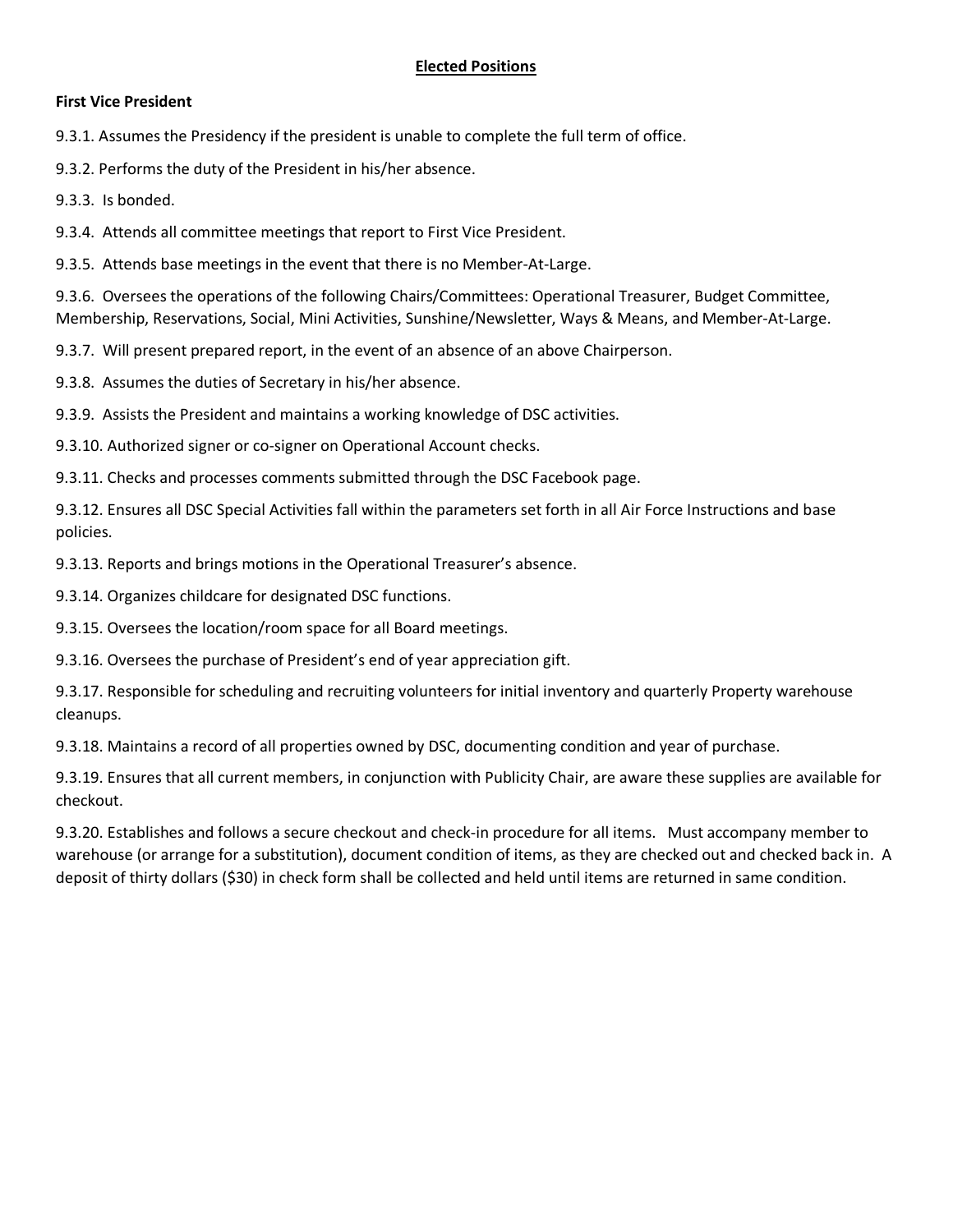## Elected Positions

**First Vice President**

9.3.1. Assumes the Presidency if the president is unable to complete the full term of office.

9.3.2. Performs the duty of the President in his/her absence.

9.3.3. Is bonded.

9.3.4. Attends all committee meetings that report to First Vice President.

9.3.5. Attends base meetings in the event that there is no Member-At-Large.

9.3.6. Oversees the operations of the following Chairs/Committees: Operational Treasurer, Budget Committee, Membership, Reservations, Social, Mini Activities, Sunshine/Newsletter, Ways & Means, and Member-At-Large.

9.3.7. Will present prepared report, in the event of an absence of an above Chairperson.

9.3.8. Assumes the duties of Secretary in his/her absence.

9.3.9. Assists the President and maintains a working knowledge of DSC activities.

9.3.10. Authorized signer or co-signer on Operational Account checks.

9.3.11. Checks and processes comments submitted through the DSC Facebook page.

9.3.12. Ensures all DSC Special Activities fall within the parameters set forth in all Air Force Instructions and base policies.

9.3.13. Reports and brings motions in the Operational Treasurer's absence.

9.3.14. Organizes childcare for designated DSC functions.

9.3.15. Oversees the location/room space for all Board meetings.

9.3.16. Oversees the purchase of President's end of year appreciation gift.

9.3.17. Responsible for scheduling and recruiting volunteers for initial inventory and quarterly Property warehouse cleanups.

9.3.18. Maintains a record of all properties owned by DSC, documenting condition and year of purchase.

9.3.19. Ensures that all current members, in conjunction with Publicity Chair, are aware these supplies are available for checkout.

9.3.20. Establishes and follows a secure checkout and check-in procedure for all items. Must accompany member to warehouse (or arrange for a substitution), document condition of items, as they are checked out and checked back in. A deposit of thirty dollars ($30) in check form shall be collected and held until items are returned in same condition.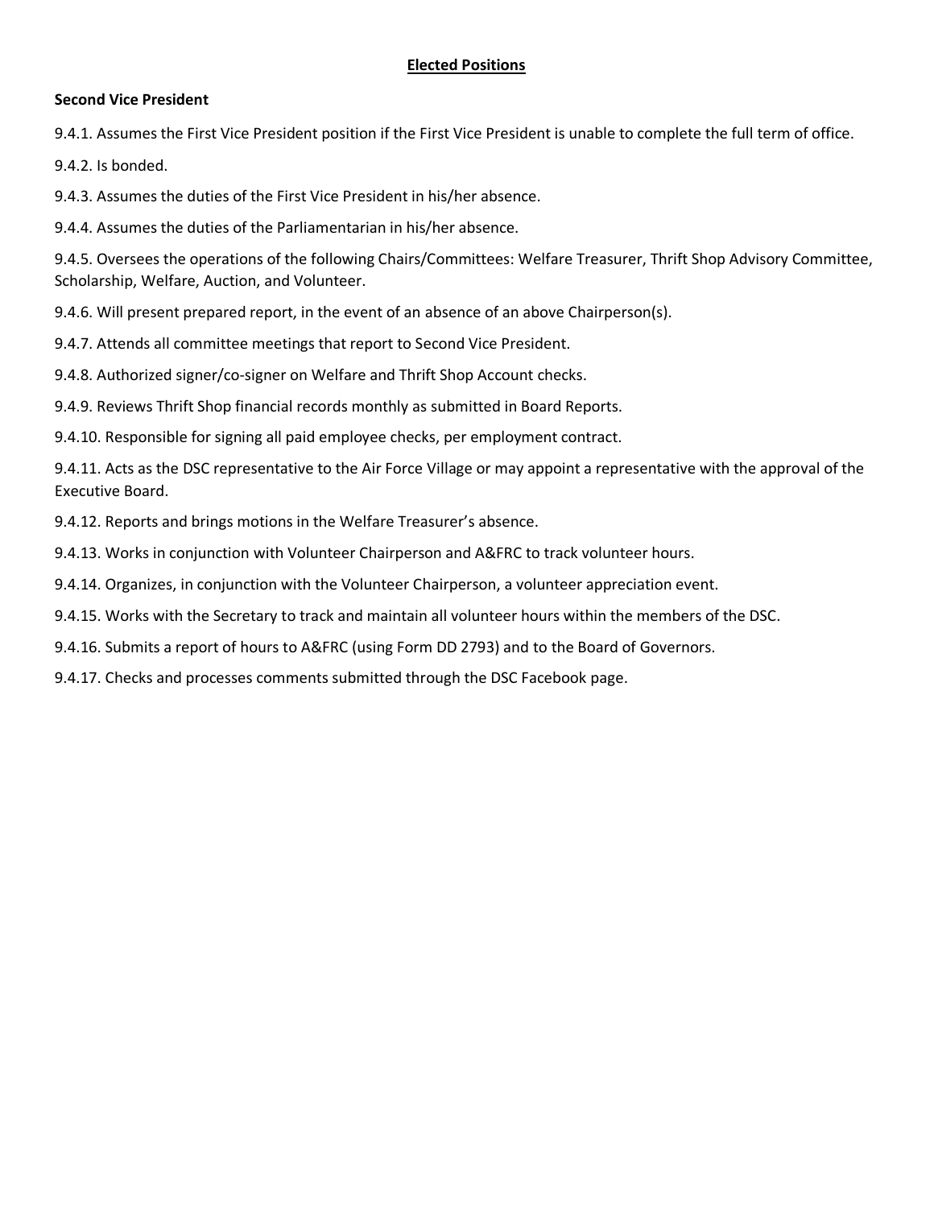## Elected Positions

**Second Vice President**

9.4.1. Assumes the First Vice President position if the First Vice President is unable to complete the full term of office.

9.4.2. Is bonded.

9.4.3. Assumes the duties of the First Vice President in his/her absence.

9.4.4. Assumes the duties of the Parliamentarian in his/her absence.

9.4.5. Oversees the operations of the following Chairs/Committees: Welfare Treasurer, Thrift Shop Advisory Committee, Scholarship, Welfare, Auction, and Volunteer.

9.4.6. Will present prepared report, in the event of an absence of an above Chairperson(s).

9.4.7. Attends all committee meetings that report to Second Vice President.

9.4.8. Authorized signer/co-signer on Welfare and Thrift Shop Account checks.

9.4.9. Reviews Thrift Shop financial records monthly as submitted in Board Reports.

9.4.10. Responsible for signing all paid employee checks, per employment contract.

9.4.11. Acts as the DSC representative to the Air Force Village or may appoint a representative with the approval of the Executive Board.

9.4.12. Reports and brings motions in the Welfare Treasurer's absence.

9.4.13. Works in conjunction with Volunteer Chairperson and A&FRC to track volunteer hours.

9.4.14. Organizes, in conjunction with the Volunteer Chairperson, a volunteer appreciation event.

9.4.15. Works with the Secretary to track and maintain all volunteer hours within the members of the DSC.

9.4.16. Submits a report of hours to A&FRC (using Form DD 2793) and to the Board of Governors.

9.4.17. Checks and processes comments submitted through the DSC Facebook page.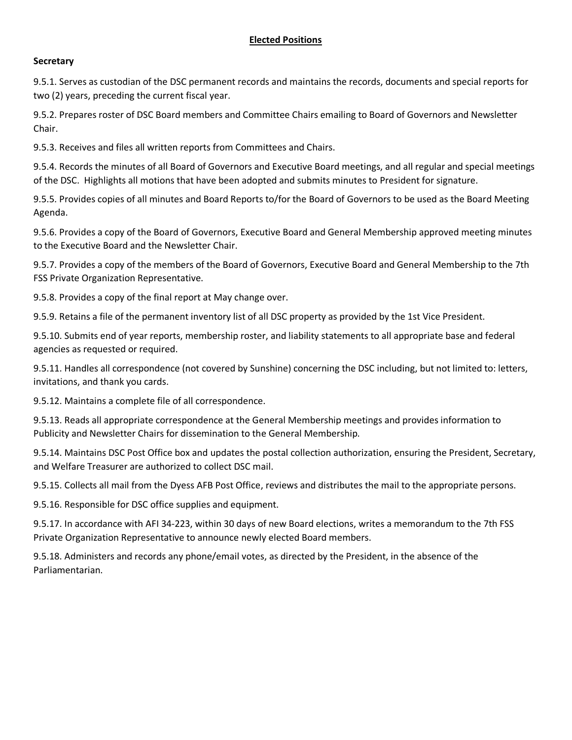## Elected Positions

### Secretary

9.5.1. Serves as custodian of the DSC permanent records and maintains the records, documents and special reports for two (2) years, preceding the current fiscal year.

9.5.2. Prepares roster of DSC Board members and Committee Chairs emailing to Board of Governors and Newsletter Chair.

9.5.3. Receives and files all written reports from Committees and Chairs.

9.5.4. Records the minutes of all Board of Governors and Executive Board meetings, and all regular and special meetings of the DSC. Highlights all motions that have been adopted and submits minutes to President for signature.

9.5.5. Provides copies of all minutes and Board Reports to/for the Board of Governors to be used as the Board Meeting Agenda.

9.5.6. Provides a copy of the Board of Governors, Executive Board and General Membership approved meeting minutes to the Executive Board and the Newsletter Chair.

9.5.7. Provides a copy of the members of the Board of Governors, Executive Board and General Membership to the 7th FSS Private Organization Representative.

9.5.8. Provides a copy of the final report at May change over.

9.5.9. Retains a file of the permanent inventory list of all DSC property as provided by the 1st Vice President.

9.5.10. Submits end of year reports, membership roster, and liability statements to all appropriate base and federal agencies as requested or required.

9.5.11. Handles all correspondence (not covered by Sunshine) concerning the DSC including, but not limited to: letters, invitations, and thank you cards.

9.5.12. Maintains a complete file of all correspondence.

9.5.13. Reads all appropriate correspondence at the General Membership meetings and provides information to Publicity and Newsletter Chairs for dissemination to the General Membership.

9.5.14. Maintains DSC Post Office box and updates the postal collection authorization, ensuring the President, Secretary, and Welfare Treasurer are authorized to collect DSC mail.

9.5.15. Collects all mail from the Dyess AFB Post Office, reviews and distributes the mail to the appropriate persons.

9.5.16. Responsible for DSC office supplies and equipment.

9.5.17. In accordance with AFI 34-223, within 30 days of new Board elections, writes a memorandum to the 7th FSS Private Organization Representative to announce newly elected Board members.

9.5.18. Administers and records any phone/email votes, as directed by the President, in the absence of the Parliamentarian.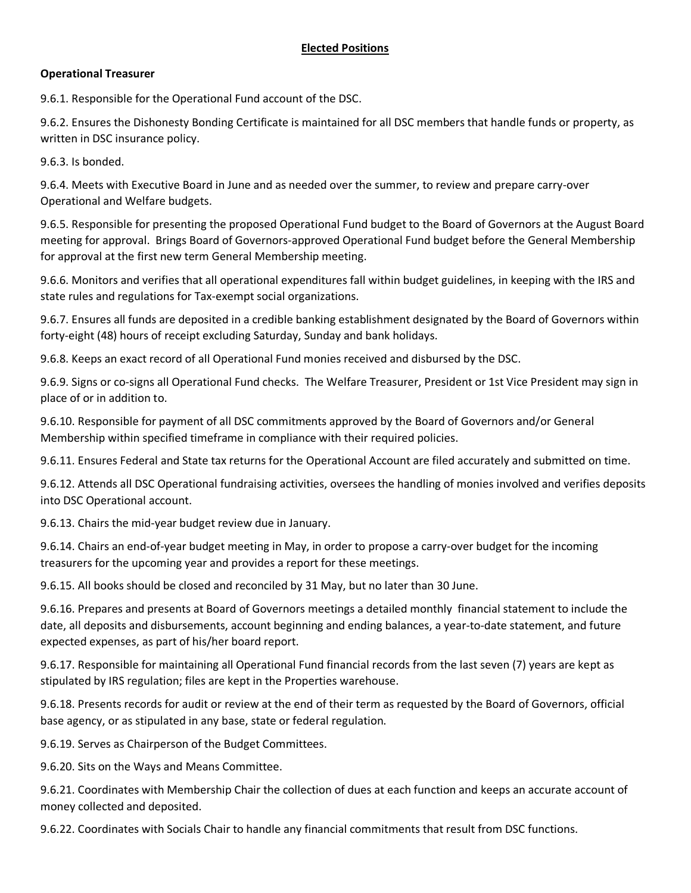## Elected Positions

### Operational Treasurer

9.6.1. Responsible for the Operational Fund account of the DSC.

9.6.2. Ensures the Dishonesty Bonding Certificate is maintained for all DSC members that handle funds or property, as written in DSC insurance policy.

9.6.3. Is bonded.

9.6.4. Meets with Executive Board in June and as needed over the summer, to review and prepare carry-over Operational and Welfare budgets.

9.6.5. Responsible for presenting the proposed Operational Fund budget to the Board of Governors at the August Board meeting for approval. Brings Board of Governors-approved Operational Fund budget before the General Membership for approval at the first new term General Membership meeting.

9.6.6. Monitors and verifies that all operational expenditures fall within budget guidelines, in keeping with the IRS and state rules and regulations for Tax-exempt social organizations.

9.6.7. Ensures all funds are deposited in a credible banking establishment designated by the Board of Governors within forty-eight (48) hours of receipt excluding Saturday, Sunday and bank holidays.

9.6.8. Keeps an exact record of all Operational Fund monies received and disbursed by the DSC.

9.6.9. Signs or co-signs all Operational Fund checks. The Welfare Treasurer, President or 1st Vice President may sign in place of or in addition to.

9.6.10. Responsible for payment of all DSC commitments approved by the Board of Governors and/or General Membership within specified timeframe in compliance with their required policies.

9.6.11. Ensures Federal and State tax returns for the Operational Account are filed accurately and submitted on time.

9.6.12. Attends all DSC Operational fundraising activities, oversees the handling of monies involved and verifies deposits into DSC Operational account.

9.6.13. Chairs the mid-year budget review due in January.

9.6.14. Chairs an end-of-year budget meeting in May, in order to propose a carry-over budget for the incoming treasurers for the upcoming year and provides a report for these meetings.

9.6.15. All books should be closed and reconciled by 31 May, but no later than 30 June.

9.6.16. Prepares and presents at Board of Governors meetings a detailed monthly financial statement to include the date, all deposits and disbursements, account beginning and ending balances, a year-to-date statement, and future expected expenses, as part of his/her board report.

9.6.17. Responsible for maintaining all Operational Fund financial records from the last seven (7) years are kept as stipulated by IRS regulation; files are kept in the Properties warehouse.

9.6.18. Presents records for audit or review at the end of their term as requested by the Board of Governors, official base agency, or as stipulated in any base, state or federal regulation.

9.6.19. Serves as Chairperson of the Budget Committees.

9.6.20. Sits on the Ways and Means Committee.

9.6.21. Coordinates with Membership Chair the collection of dues at each function and keeps an accurate account of money collected and deposited.

9.6.22. Coordinates with Socials Chair to handle any financial commitments that result from DSC functions.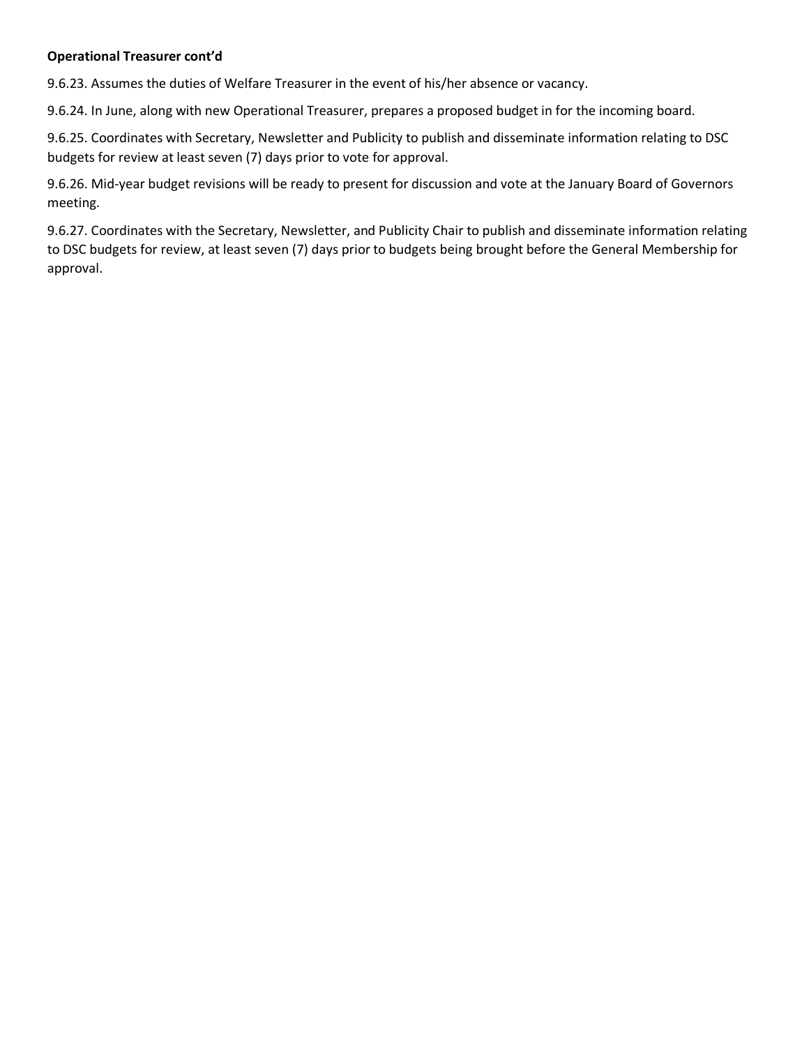**Operational Treasurer cont'd**

9.6.23. Assumes the duties of Welfare Treasurer in the event of his/her absence or vacancy.

9.6.24. In June, along with new Operational Treasurer, prepares a proposed budget in for the incoming board.

9.6.25. Coordinates with Secretary, Newsletter and Publicity to publish and disseminate information relating to DSC budgets for review at least seven (7) days prior to vote for approval.

9.6.26. Mid-year budget revisions will be ready to present for discussion and vote at the January Board of Governors meeting.

9.6.27. Coordinates with the Secretary, Newsletter, and Publicity Chair to publish and disseminate information relating to DSC budgets for review, at least seven (7) days prior to budgets being brought before the General Membership for approval.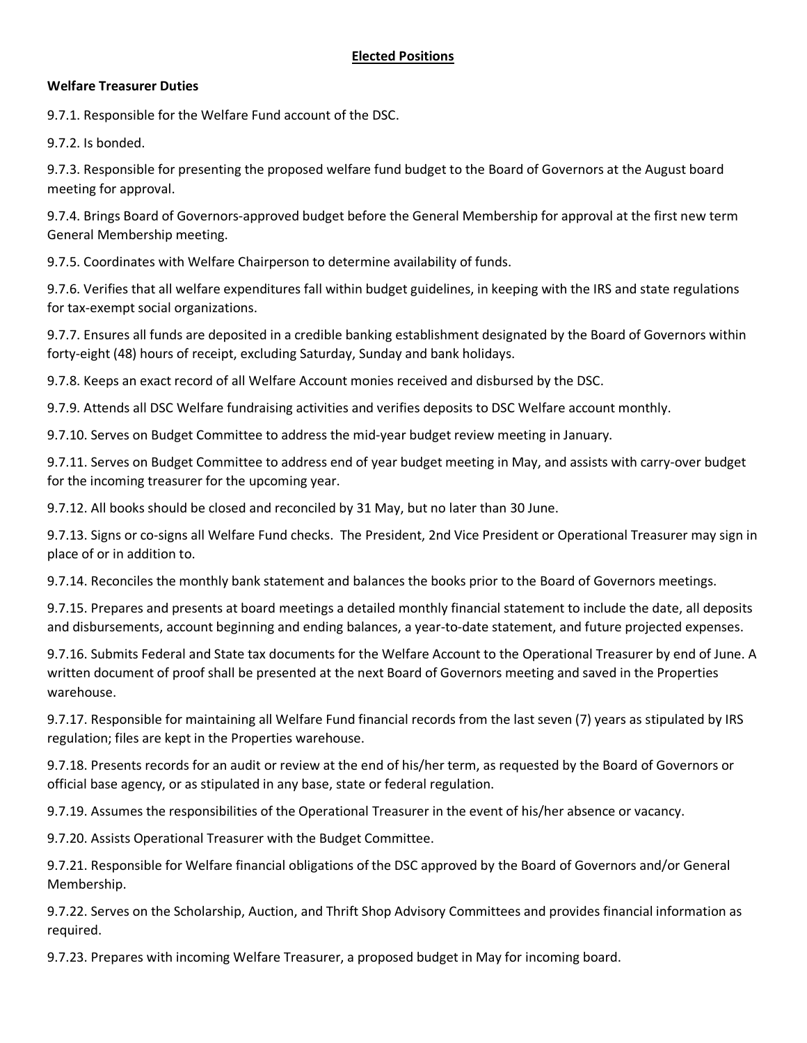## Elected Positions

**Welfare Treasurer Duties**

9.7.1. Responsible for the Welfare Fund account of the DSC.

9.7.2. Is bonded.

9.7.3. Responsible for presenting the proposed welfare fund budget to the Board of Governors at the August board meeting for approval.

9.7.4. Brings Board of Governors-approved budget before the General Membership for approval at the first new term General Membership meeting.

9.7.5. Coordinates with Welfare Chairperson to determine availability of funds.

9.7.6. Verifies that all welfare expenditures fall within budget guidelines, in keeping with the IRS and state regulations for tax-exempt social organizations.

9.7.7. Ensures all funds are deposited in a credible banking establishment designated by the Board of Governors within forty-eight (48) hours of receipt, excluding Saturday, Sunday and bank holidays.

9.7.8. Keeps an exact record of all Welfare Account monies received and disbursed by the DSC.

9.7.9. Attends all DSC Welfare fundraising activities and verifies deposits to DSC Welfare account monthly.

9.7.10. Serves on Budget Committee to address the mid-year budget review meeting in January.

9.7.11. Serves on Budget Committee to address end of year budget meeting in May, and assists with carry-over budget for the incoming treasurer for the upcoming year.

9.7.12. All books should be closed and reconciled by 31 May, but no later than 30 June.

9.7.13. Signs or co-signs all Welfare Fund checks. The President, 2nd Vice President or Operational Treasurer may sign in place of or in addition to.

9.7.14. Reconciles the monthly bank statement and balances the books prior to the Board of Governors meetings.

9.7.15. Prepares and presents at board meetings a detailed monthly financial statement to include the date, all deposits and disbursements, account beginning and ending balances, a year-to-date statement, and future projected expenses.

9.7.16. Submits Federal and State tax documents for the Welfare Account to the Operational Treasurer by end of June. A written document of proof shall be presented at the next Board of Governors meeting and saved in the Properties warehouse.

9.7.17. Responsible for maintaining all Welfare Fund financial records from the last seven (7) years as stipulated by IRS regulation; files are kept in the Properties warehouse.

9.7.18. Presents records for an audit or review at the end of his/her term, as requested by the Board of Governors or official base agency, or as stipulated in any base, state or federal regulation.

9.7.19. Assumes the responsibilities of the Operational Treasurer in the event of his/her absence or vacancy.

9.7.20. Assists Operational Treasurer with the Budget Committee.

9.7.21. Responsible for Welfare financial obligations of the DSC approved by the Board of Governors and/or General Membership.

9.7.22. Serves on the Scholarship, Auction, and Thrift Shop Advisory Committees and provides financial information as required.

9.7.23. Prepares with incoming Welfare Treasurer, a proposed budget in May for incoming board.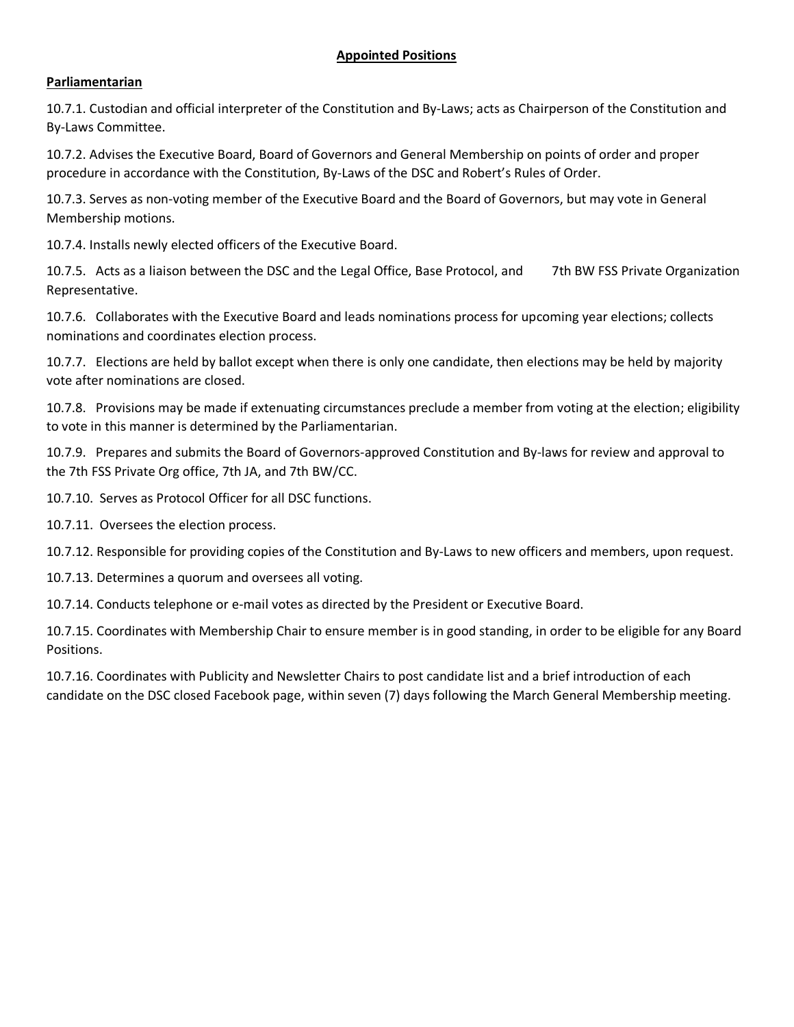## Appointed Positions

### Parliamentarian

10.7.1. Custodian and official interpreter of the Constitution and By-Laws; acts as Chairperson of the Constitution and By-Laws Committee.

10.7.2. Advises the Executive Board, Board of Governors and General Membership on points of order and proper procedure in accordance with the Constitution, By-Laws of the DSC and Robert's Rules of Order.

10.7.3. Serves as non-voting member of the Executive Board and the Board of Governors, but may vote in General Membership motions.

10.7.4. Installs newly elected officers of the Executive Board.

10.7.5. Acts as a liaison between the DSC and the Legal Office, Base Protocol, and 7th BW FSS Private Organization Representative.

10.7.6. Collaborates with the Executive Board and leads nominations process for upcoming year elections; collects nominations and coordinates election process.

10.7.7. Elections are held by ballot except when there is only one candidate, then elections may be held by majority vote after nominations are closed.

10.7.8. Provisions may be made if extenuating circumstances preclude a member from voting at the election; eligibility to vote in this manner is determined by the Parliamentarian.

10.7.9. Prepares and submits the Board of Governors-approved Constitution and By-laws for review and approval to the 7th FSS Private Org office, 7th JA, and 7th BW/CC.

10.7.10. Serves as Protocol Officer for all DSC functions.

10.7.11. Oversees the election process.

10.7.12. Responsible for providing copies of the Constitution and By-Laws to new officers and members, upon request.

10.7.13. Determines a quorum and oversees all voting.

10.7.14. Conducts telephone or e-mail votes as directed by the President or Executive Board.

10.7.15. Coordinates with Membership Chair to ensure member is in good standing, in order to be eligible for any Board Positions.

10.7.16. Coordinates with Publicity and Newsletter Chairs to post candidate list and a brief introduction of each candidate on the DSC closed Facebook page, within seven (7) days following the March General Membership meeting.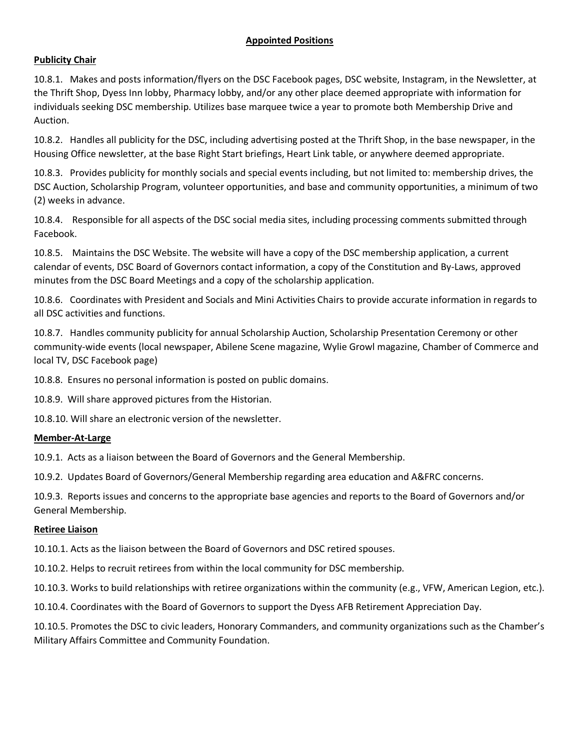## Appointed Positions

### Publicity Chair

10.8.1. Makes and posts information/flyers on the DSC Facebook pages, DSC website, Instagram, in the Newsletter, at the Thrift Shop, Dyess Inn lobby, Pharmacy lobby, and/or any other place deemed appropriate with information for individuals seeking DSC membership. Utilizes base marquee twice a year to promote both Membership Drive and Auction.

10.8.2. Handles all publicity for the DSC, including advertising posted at the Thrift Shop, in the base newspaper, in the Housing Office newsletter, at the base Right Start briefings, Heart Link table, or anywhere deemed appropriate.

10.8.3. Provides publicity for monthly socials and special events including, but not limited to: membership drives, the DSC Auction, Scholarship Program, volunteer opportunities, and base and community opportunities, a minimum of two (2) weeks in advance.

10.8.4. Responsible for all aspects of the DSC social media sites, including processing comments submitted through Facebook.

10.8.5. Maintains the DSC Website. The website will have a copy of the DSC membership application, a current calendar of events, DSC Board of Governors contact information, a copy of the Constitution and By-Laws, approved minutes from the DSC Board Meetings and a copy of the scholarship application.

10.8.6. Coordinates with President and Socials and Mini Activities Chairs to provide accurate information in regards to all DSC activities and functions.

10.8.7. Handles community publicity for annual Scholarship Auction, Scholarship Presentation Ceremony or other community-wide events (local newspaper, Abilene Scene magazine, Wylie Growl magazine, Chamber of Commerce and local TV, DSC Facebook page)

10.8.8. Ensures no personal information is posted on public domains.

10.8.9. Will share approved pictures from the Historian.

10.8.10. Will share an electronic version of the newsletter.

### Member-At-Large

10.9.1. Acts as a liaison between the Board of Governors and the General Membership.

10.9.2. Updates Board of Governors/General Membership regarding area education and A&FRC concerns.

10.9.3. Reports issues and concerns to the appropriate base agencies and reports to the Board of Governors and/or General Membership.

### Retiree Liaison

10.10.1. Acts as the liaison between the Board of Governors and DSC retired spouses.

10.10.2. Helps to recruit retirees from within the local community for DSC membership.

10.10.3. Works to build relationships with retiree organizations within the community (e.g., VFW, American Legion, etc.).

10.10.4. Coordinates with the Board of Governors to support the Dyess AFB Retirement Appreciation Day.

10.10.5. Promotes the DSC to civic leaders, Honorary Commanders, and community organizations such as the Chamber's Military Affairs Committee and Community Foundation.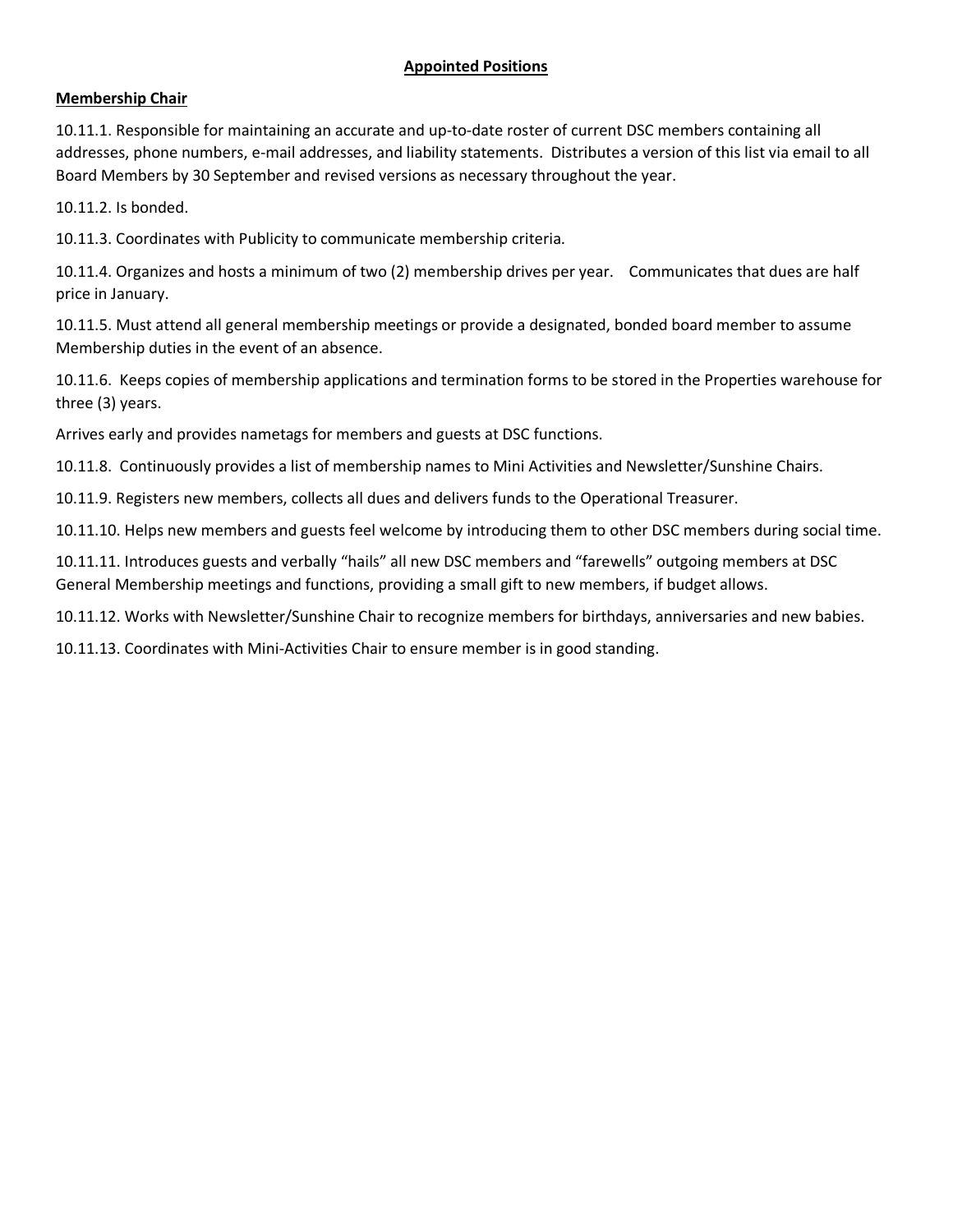## Appointed Positions

### Membership Chair

10.11.1. Responsible for maintaining an accurate and up-to-date roster of current DSC members containing all addresses, phone numbers, e-mail addresses, and liability statements. Distributes a version of this list via email to all Board Members by 30 September and revised versions as necessary throughout the year.

10.11.2. Is bonded.

10.11.3. Coordinates with Publicity to communicate membership criteria.

10.11.4. Organizes and hosts a minimum of two (2) membership drives per year. Communicates that dues are half price in January.

10.11.5. Must attend all general membership meetings or provide a designated, bonded board member to assume Membership duties in the event of an absence.

10.11.6. Keeps copies of membership applications and termination forms to be stored in the Properties warehouse for three (3) years.

Arrives early and provides nametags for members and guests at DSC functions.

10.11.8. Continuously provides a list of membership names to Mini Activities and Newsletter/Sunshine Chairs.

10.11.9. Registers new members, collects all dues and delivers funds to the Operational Treasurer.

10.11.10. Helps new members and guests feel welcome by introducing them to other DSC members during social time.

10.11.11. Introduces guests and verbally "hails" all new DSC members and "farewells" outgoing members at DSC General Membership meetings and functions, providing a small gift to new members, if budget allows.

10.11.12. Works with Newsletter/Sunshine Chair to recognize members for birthdays, anniversaries and new babies.

10.11.13. Coordinates with Mini-Activities Chair to ensure member is in good standing.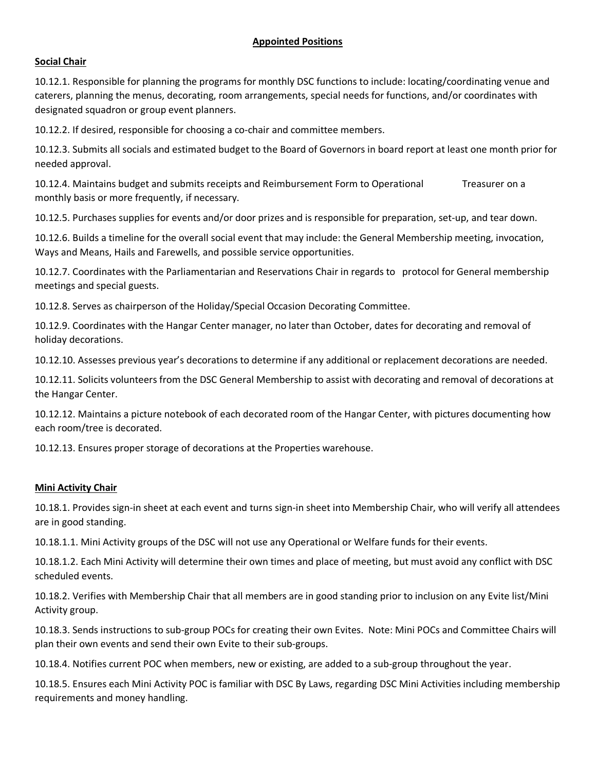## Appointed Positions

### Social Chair

10.12.1. Responsible for planning the programs for monthly DSC functions to include: locating/coordinating venue and caterers, planning the menus, decorating, room arrangements, special needs for functions, and/or coordinates with designated squadron or group event planners.

10.12.2. If desired, responsible for choosing a co-chair and committee members.

10.12.3. Submits all socials and estimated budget to the Board of Governors in board report at least one month prior for needed approval.

10.12.4. Maintains budget and submits receipts and Reimbursement Form to Operational Treasurer on a monthly basis or more frequently, if necessary.

10.12.5. Purchases supplies for events and/or door prizes and is responsible for preparation, set-up, and tear down.

10.12.6. Builds a timeline for the overall social event that may include: the General Membership meeting, invocation, Ways and Means, Hails and Farewells, and possible service opportunities.

10.12.7. Coordinates with the Parliamentarian and Reservations Chair in regards to protocol for General membership meetings and special guests.

10.12.8. Serves as chairperson of the Holiday/Special Occasion Decorating Committee.

10.12.9. Coordinates with the Hangar Center manager, no later than October, dates for decorating and removal of holiday decorations.

10.12.10. Assesses previous year's decorations to determine if any additional or replacement decorations are needed.

10.12.11. Solicits volunteers from the DSC General Membership to assist with decorating and removal of decorations at the Hangar Center.

10.12.12. Maintains a picture notebook of each decorated room of the Hangar Center, with pictures documenting how each room/tree is decorated.

10.12.13. Ensures proper storage of decorations at the Properties warehouse.

### Mini Activity Chair

10.18.1. Provides sign-in sheet at each event and turns sign-in sheet into Membership Chair, who will verify all attendees are in good standing.

10.18.1.1. Mini Activity groups of the DSC will not use any Operational or Welfare funds for their events.

10.18.1.2. Each Mini Activity will determine their own times and place of meeting, but must avoid any conflict with DSC scheduled events.

10.18.2. Verifies with Membership Chair that all members are in good standing prior to inclusion on any Evite list/Mini Activity group.

10.18.3. Sends instructions to sub-group POCs for creating their own Evites. Note: Mini POCs and Committee Chairs will plan their own events and send their own Evite to their sub-groups.

10.18.4. Notifies current POC when members, new or existing, are added to a sub-group throughout the year.

10.18.5. Ensures each Mini Activity POC is familiar with DSC By Laws, regarding DSC Mini Activities including membership requirements and money handling.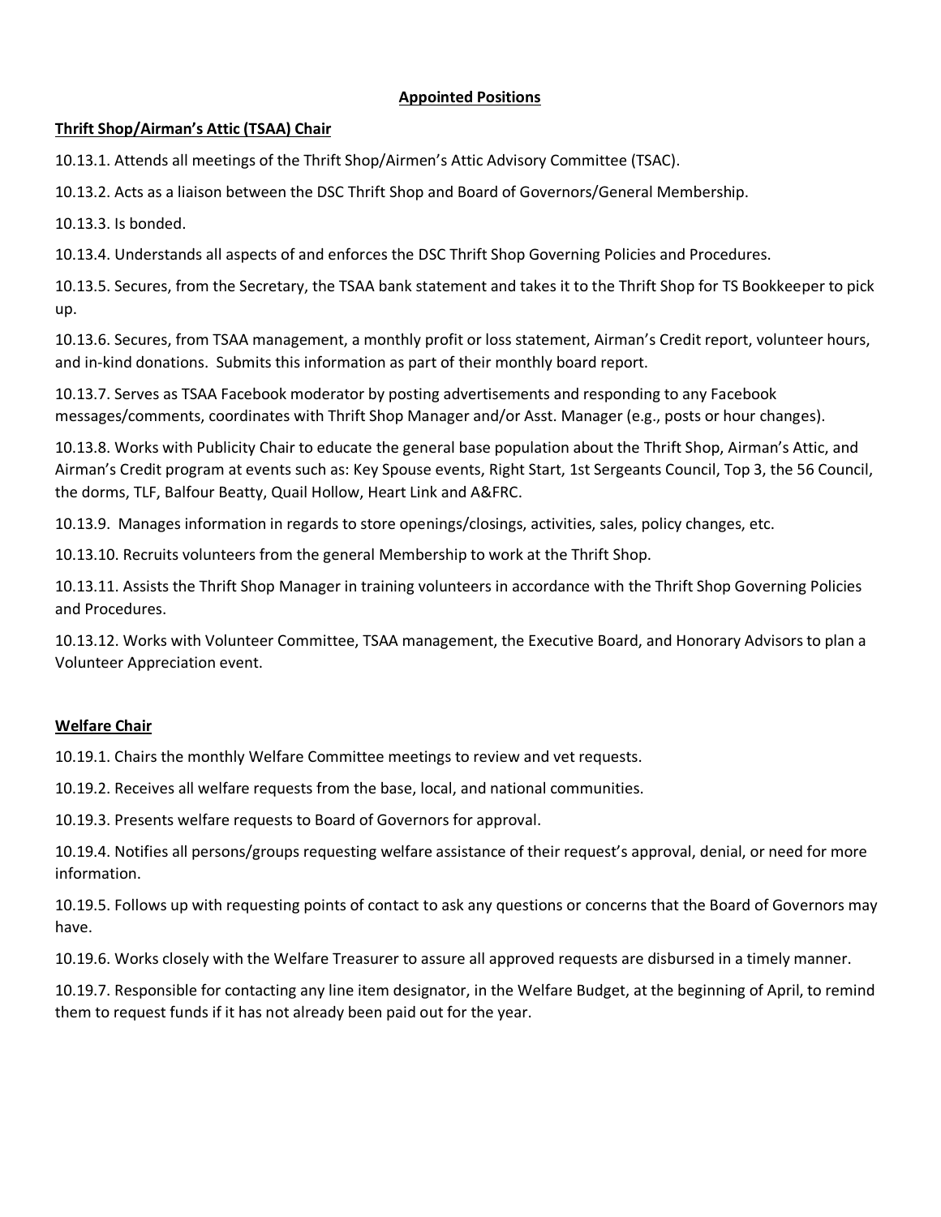**Appointed Positions**

**Thrift Shop/Airman's Attic (TSAA) Chair**

10.13.1. Attends all meetings of the Thrift Shop/Airmen's Attic Advisory Committee (TSAC).

10.13.2. Acts as a liaison between the DSC Thrift Shop and Board of Governors/General Membership.

10.13.3. Is bonded.

10.13.4. Understands all aspects of and enforces the DSC Thrift Shop Governing Policies and Procedures.

10.13.5. Secures, from the Secretary, the TSAA bank statement and takes it to the Thrift Shop for TS Bookkeeper to pick up.

10.13.6. Secures, from TSAA management, a monthly profit or loss statement, Airman's Credit report, volunteer hours, and in-kind donations. Submits this information as part of their monthly board report.

10.13.7. Serves as TSAA Facebook moderator by posting advertisements and responding to any Facebook messages/comments, coordinates with Thrift Shop Manager and/or Asst. Manager (e.g., posts or hour changes).

10.13.8. Works with Publicity Chair to educate the general base population about the Thrift Shop, Airman's Attic, and Airman's Credit program at events such as: Key Spouse events, Right Start, 1st Sergeants Council, Top 3, the 56 Council, the dorms, TLF, Balfour Beatty, Quail Hollow, Heart Link and A&FRC.

10.13.9. Manages information in regards to store openings/closings, activities, sales, policy changes, etc.

10.13.10. Recruits volunteers from the general Membership to work at the Thrift Shop.

10.13.11. Assists the Thrift Shop Manager in training volunteers in accordance with the Thrift Shop Governing Policies and Procedures.

10.13.12. Works with Volunteer Committee, TSAA management, the Executive Board, and Honorary Advisors to plan a Volunteer Appreciation event.

**Welfare Chair**

10.19.1. Chairs the monthly Welfare Committee meetings to review and vet requests.

10.19.2. Receives all welfare requests from the base, local, and national communities.

10.19.3. Presents welfare requests to Board of Governors for approval.

10.19.4. Notifies all persons/groups requesting welfare assistance of their request's approval, denial, or need for more information.

10.19.5. Follows up with requesting points of contact to ask any questions or concerns that the Board of Governors may have.

10.19.6. Works closely with the Welfare Treasurer to assure all approved requests are disbursed in a timely manner.

10.19.7. Responsible for contacting any line item designator, in the Welfare Budget, at the beginning of April, to remind them to request funds if it has not already been paid out for the year.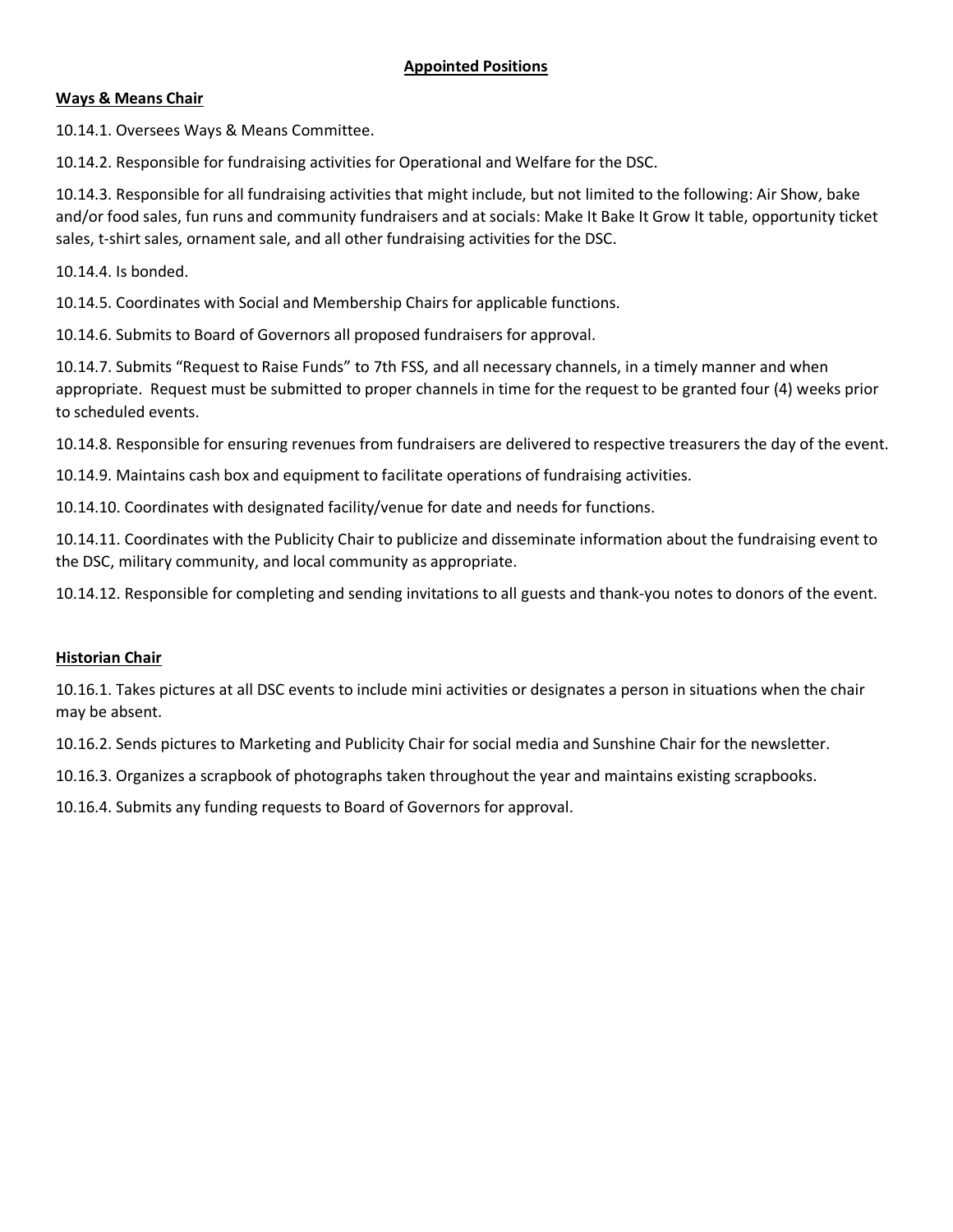## Appointed Positions

### Ways & Means Chair

10.14.1. Oversees Ways & Means Committee.

10.14.2. Responsible for fundraising activities for Operational and Welfare for the DSC.

10.14.3. Responsible for all fundraising activities that might include, but not limited to the following: Air Show, bake and/or food sales, fun runs and community fundraisers and at socials: Make It Bake It Grow It table, opportunity ticket sales, t-shirt sales, ornament sale, and all other fundraising activities for the DSC.

10.14.4. Is bonded.

10.14.5. Coordinates with Social and Membership Chairs for applicable functions.

10.14.6. Submits to Board of Governors all proposed fundraisers for approval.

10.14.7. Submits "Request to Raise Funds" to 7th FSS, and all necessary channels, in a timely manner and when appropriate. Request must be submitted to proper channels in time for the request to be granted four (4) weeks prior to scheduled events.

10.14.8. Responsible for ensuring revenues from fundraisers are delivered to respective treasurers the day of the event.

10.14.9. Maintains cash box and equipment to facilitate operations of fundraising activities.

10.14.10. Coordinates with designated facility/venue for date and needs for functions.

10.14.11. Coordinates with the Publicity Chair to publicize and disseminate information about the fundraising event to the DSC, military community, and local community as appropriate.

10.14.12. Responsible for completing and sending invitations to all guests and thank-you notes to donors of the event.

### Historian Chair

10.16.1. Takes pictures at all DSC events to include mini activities or designates a person in situations when the chair may be absent.

10.16.2. Sends pictures to Marketing and Publicity Chair for social media and Sunshine Chair for the newsletter.

10.16.3. Organizes a scrapbook of photographs taken throughout the year and maintains existing scrapbooks.

10.16.4. Submits any funding requests to Board of Governors for approval.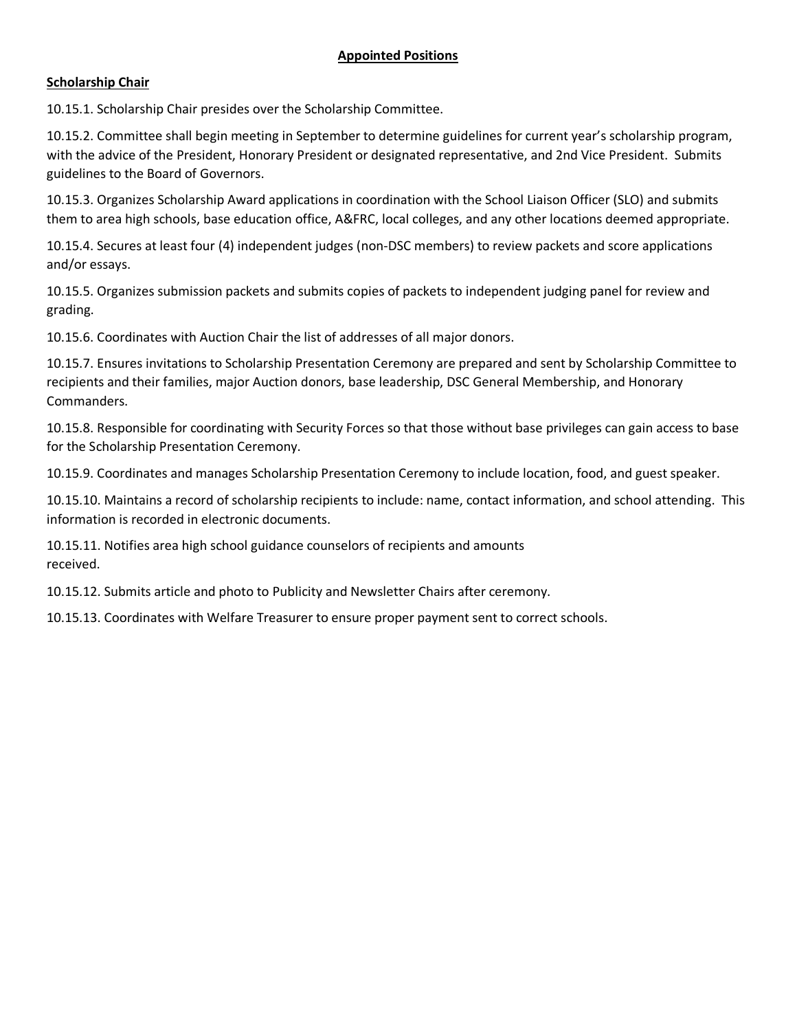## Appointed Positions

### Scholarship Chair

10.15.1. Scholarship Chair presides over the Scholarship Committee.

10.15.2. Committee shall begin meeting in September to determine guidelines for current year's scholarship program, with the advice of the President, Honorary President or designated representative, and 2nd Vice President. Submits guidelines to the Board of Governors.

10.15.3. Organizes Scholarship Award applications in coordination with the School Liaison Officer (SLO) and submits them to area high schools, base education office, A&FRC, local colleges, and any other locations deemed appropriate.

10.15.4. Secures at least four (4) independent judges (non-DSC members) to review packets and score applications and/or essays.

10.15.5. Organizes submission packets and submits copies of packets to independent judging panel for review and grading.

10.15.6. Coordinates with Auction Chair the list of addresses of all major donors.

10.15.7. Ensures invitations to Scholarship Presentation Ceremony are prepared and sent by Scholarship Committee to recipients and their families, major Auction donors, base leadership, DSC General Membership, and Honorary Commanders.

10.15.8. Responsible for coordinating with Security Forces so that those without base privileges can gain access to base for the Scholarship Presentation Ceremony.

10.15.9. Coordinates and manages Scholarship Presentation Ceremony to include location, food, and guest speaker.

10.15.10. Maintains a record of scholarship recipients to include: name, contact information, and school attending. This information is recorded in electronic documents.

10.15.11. Notifies area high school guidance counselors of recipients and amounts received.

10.15.12. Submits article and photo to Publicity and Newsletter Chairs after ceremony.

10.15.13. Coordinates with Welfare Treasurer to ensure proper payment sent to correct schools.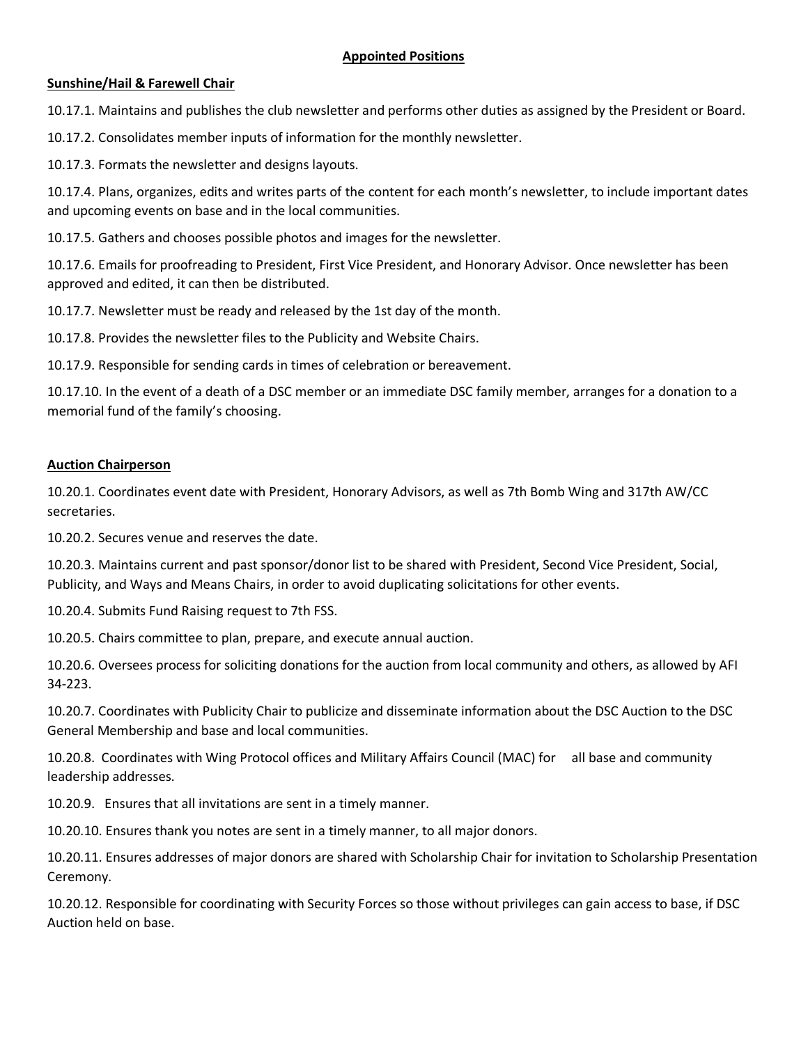## Appointed Positions

### Sunshine/Hail & Farewell Chair

10.17.1. Maintains and publishes the club newsletter and performs other duties as assigned by the President or Board.

10.17.2. Consolidates member inputs of information for the monthly newsletter.

10.17.3. Formats the newsletter and designs layouts.

10.17.4. Plans, organizes, edits and writes parts of the content for each month's newsletter, to include important dates and upcoming events on base and in the local communities.

10.17.5. Gathers and chooses possible photos and images for the newsletter.

10.17.6. Emails for proofreading to President, First Vice President, and Honorary Advisor. Once newsletter has been approved and edited, it can then be distributed.

10.17.7. Newsletter must be ready and released by the 1st day of the month.

10.17.8. Provides the newsletter files to the Publicity and Website Chairs.

10.17.9. Responsible for sending cards in times of celebration or bereavement.

10.17.10. In the event of a death of a DSC member or an immediate DSC family member, arranges for a donation to a memorial fund of the family's choosing.

### Auction Chairperson

10.20.1. Coordinates event date with President, Honorary Advisors, as well as 7th Bomb Wing and 317th AW/CC secretaries.

10.20.2. Secures venue and reserves the date.

10.20.3. Maintains current and past sponsor/donor list to be shared with President, Second Vice President, Social, Publicity, and Ways and Means Chairs, in order to avoid duplicating solicitations for other events.

10.20.4. Submits Fund Raising request to 7th FSS.

10.20.5. Chairs committee to plan, prepare, and execute annual auction.

10.20.6. Oversees process for soliciting donations for the auction from local community and others, as allowed by AFI 34-223.

10.20.7. Coordinates with Publicity Chair to publicize and disseminate information about the DSC Auction to the DSC General Membership and base and local communities.

10.20.8. Coordinates with Wing Protocol offices and Military Affairs Council (MAC) for all base and community leadership addresses.

10.20.9. Ensures that all invitations are sent in a timely manner.

10.20.10. Ensures thank you notes are sent in a timely manner, to all major donors.

10.20.11. Ensures addresses of major donors are shared with Scholarship Chair for invitation to Scholarship Presentation Ceremony.

10.20.12. Responsible for coordinating with Security Forces so those without privileges can gain access to base, if DSC Auction held on base.